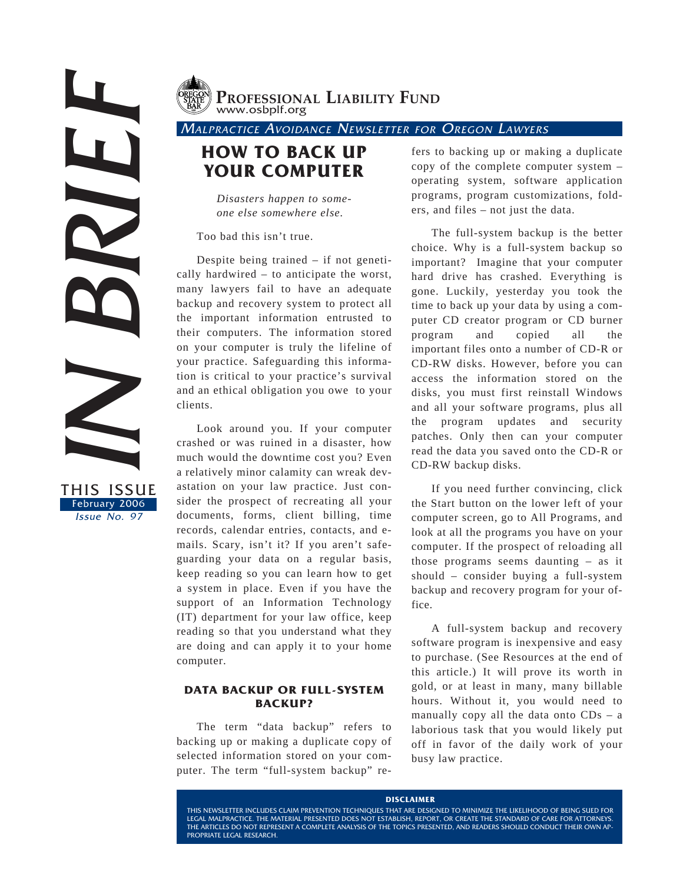# IN BRIEF

**THIS ISSUE**
February 2006
*Issue No. 97*

**PROFESSIONAL LIABILITY FUND**
www.osbplf.org

*MALPRACTICE AVOIDANCE NEWSLETTER FOR OREGON LAWYERS*

## HOW TO BACK UP YOUR COMPUTER

*Disasters happen to someone else somewhere else.*

Too bad this isn't true.

Despite being trained – if not genetically hardwired – to anticipate the worst, many lawyers fail to have an adequate backup and recovery system to protect all the important information entrusted to their computers. The information stored on your computer is truly the lifeline of your practice. Safeguarding this information is critical to your practice's survival and an ethical obligation you owe to your clients.

Look around you. If your computer crashed or was ruined in a disaster, how much would the downtime cost you? Even a relatively minor calamity can wreak devastation on your law practice. Just consider the prospect of recreating all your documents, forms, client billing, time records, calendar entries, contacts, and e-mails. Scary, isn't it? If you aren't safeguarding your data on a regular basis, keep reading so you can learn how to get a system in place. Even if you have the support of an Information Technology (IT) department for your law office, keep reading so that you understand what they are doing and can apply it to your home computer.

### DATA BACKUP OR FULL-SYSTEM BACKUP?

The term "data backup" refers to backing up or making a duplicate copy of selected information stored on your computer. The term "full-system backup" refers to backing up or making a duplicate copy of the complete computer system – operating system, software application programs, program customizations, folders, and files – not just the data.

The full-system backup is the better choice. Why is a full-system backup so important? Imagine that your computer hard drive has crashed. Everything is gone. Luckily, yesterday you took the time to back up your data by using a computer CD creator program or CD burner program and copied all the important files onto a number of CD-R or CD-RW disks. However, before you can access the information stored on the disks, you must first reinstall Windows and all your software programs, plus all the program updates and security patches. Only then can your computer read the data you saved onto the CD-R or CD-RW backup disks.

If you need further convincing, click the Start button on the lower left of your computer screen, go to All Programs, and look at all the programs you have on your computer. If the prospect of reloading all those programs seems daunting – as it should – consider buying a full-system backup and recovery program for your office.

A full-system backup and recovery software program is inexpensive and easy to purchase. (See Resources at the end of this article.) It will prove its worth in gold, or at least in many, many billable hours. Without it, you would need to manually copy all the data onto CDs – a laborious task that you would likely put off in favor of the daily work of your busy law practice.

**DISCLAIMER**

THIS NEWSLETTER INCLUDES CLAIM PREVENTION TECHNIQUES THAT ARE DESIGNED TO MINIMIZE THE LIKELIHOOD OF BEING SUED FOR LEGAL MALPRACTICE. THE MATERIAL PRESENTED DOES NOT ESTABLISH, REPORT, OR CREATE THE STANDARD OF CARE FOR ATTORNEYS. THE ARTICLES DO NOT REPRESENT A COMPLETE ANALYSIS OF THE TOPICS PRESENTED, AND READERS SHOULD CONDUCT THEIR OWN APPROPRIATE LEGAL RESEARCH.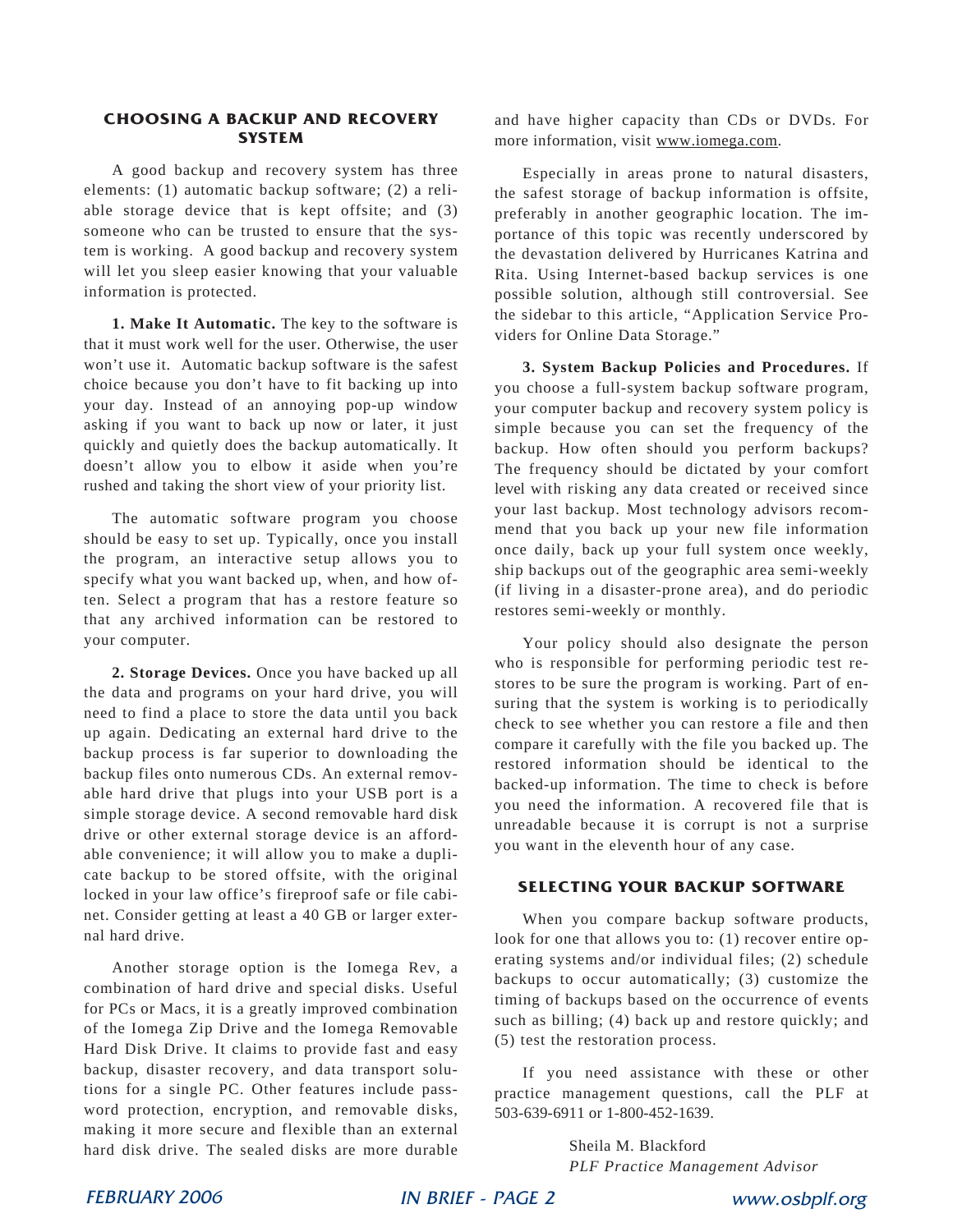## CHOOSING A BACKUP AND RECOVERY SYSTEM

A good backup and recovery system has three elements: (1) automatic backup software; (2) a reliable storage device that is kept offsite; and (3) someone who can be trusted to ensure that the system is working. A good backup and recovery system will let you sleep easier knowing that your valuable information is protected.

**1. Make It Automatic.** The key to the software is that it must work well for the user. Otherwise, the user won't use it. Automatic backup software is the safest choice because you don't have to fit backing up into your day. Instead of an annoying pop-up window asking if you want to back up now or later, it just quickly and quietly does the backup automatically. It doesn't allow you to elbow it aside when you're rushed and taking the short view of your priority list.

The automatic software program you choose should be easy to set up. Typically, once you install the program, an interactive setup allows you to specify what you want backed up, when, and how often. Select a program that has a restore feature so that any archived information can be restored to your computer.

**2. Storage Devices.** Once you have backed up all the data and programs on your hard drive, you will need to find a place to store the data until you back up again. Dedicating an external hard drive to the backup process is far superior to downloading the backup files onto numerous CDs. An external removable hard drive that plugs into your USB port is a simple storage device. A second removable hard disk drive or other external storage device is an affordable convenience; it will allow you to make a duplicate backup to be stored offsite, with the original locked in your law office's fireproof safe or file cabinet. Consider getting at least a 40 GB or larger external hard drive.

Another storage option is the Iomega Rev, a combination of hard drive and special disks. Useful for PCs or Macs, it is a greatly improved combination of the Iomega Zip Drive and the Iomega Removable Hard Disk Drive. It claims to provide fast and easy backup, disaster recovery, and data transport solutions for a single PC. Other features include password protection, encryption, and removable disks, making it more secure and flexible than an external hard disk drive. The sealed disks are more durable and have higher capacity than CDs or DVDs. For more information, visit www.iomega.com.

Especially in areas prone to natural disasters, the safest storage of backup information is offsite, preferably in another geographic location. The importance of this topic was recently underscored by the devastation delivered by Hurricanes Katrina and Rita. Using Internet-based backup services is one possible solution, although still controversial. See the sidebar to this article, "Application Service Providers for Online Data Storage."

**3. System Backup Policies and Procedures.** If you choose a full-system backup software program, your computer backup and recovery system policy is simple because you can set the frequency of the backup. How often should you perform backups? The frequency should be dictated by your comfort level with risking any data created or received since your last backup. Most technology advisors recommend that you back up your new file information once daily, back up your full system once weekly, ship backups out of the geographic area semi-weekly (if living in a disaster-prone area), and do periodic restores semi-weekly or monthly.

Your policy should also designate the person who is responsible for performing periodic test restores to be sure the program is working. Part of ensuring that the system is working is to periodically check to see whether you can restore a file and then compare it carefully with the file you backed up. The restored information should be identical to the backed-up information. The time to check is before you need the information. A recovered file that is unreadable because it is corrupt is not a surprise you want in the eleventh hour of any case.

## SELECTING YOUR BACKUP SOFTWARE

When you compare backup software products, look for one that allows you to: (1) recover entire operating systems and/or individual files; (2) schedule backups to occur automatically; (3) customize the timing of backups based on the occurrence of events such as billing; (4) back up and restore quickly; and (5) test the restoration process.

If you need assistance with these or other practice management questions, call the PLF at 503-639-6911 or 1-800-452-1639.

Sheila M. Blackford
*PLF Practice Management Advisor*